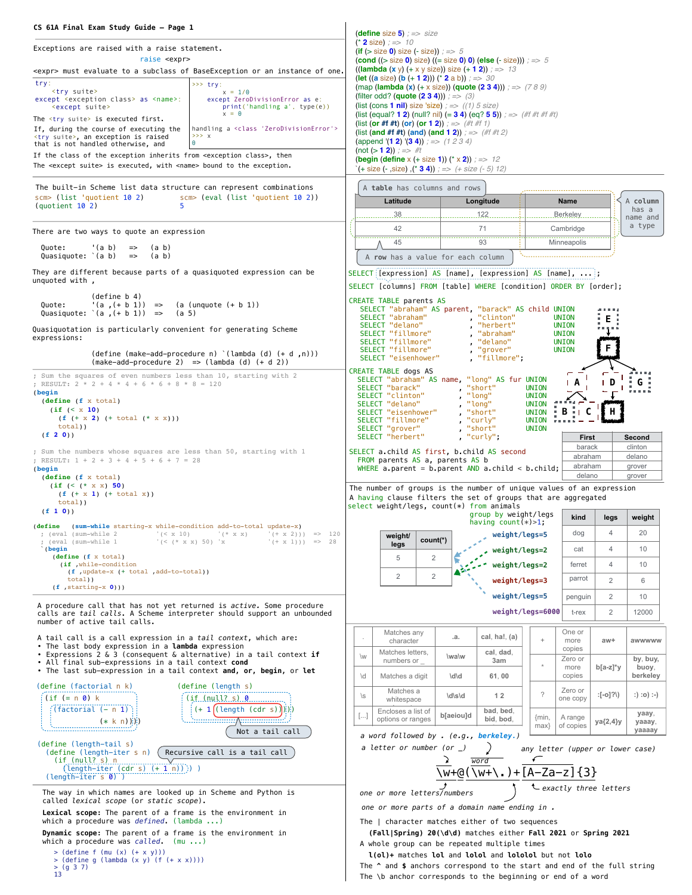# CS 61A Final Exam Study Guide – Page 1

Exceptions are raised with a raise statement.

```
raise <expr>
```

<expr> must evaluate to a subclass of BaseException or an instance of one.

```
try:
    <try suite>
except <exception class> as <name>:
    <except suite>
```

The <try suite> is executed first.

If, during the course of executing the <try suite>, an exception is raised that is not handled otherwise, and

If the class of the exception inherits from <exception class>, then

The <except suite> is executed, with <name> bound to the exception.

```
>>> try:
        x = 1/0
    except ZeroDivisionError as e:
        print('handling a', type(e))
        x = 0

handling a <class 'ZeroDivisionError'>
>>> x
0
```

The built-in Scheme list data structure can represent combinations

```
scm> (list 'quotient 10 2)
(quotient 10 2)
scm> (eval (list 'quotient 10 2))
5
```

There are two ways to quote an expression

```
Quote:       '(a b)   =>   (a b)
Quasiquote:  `(a b)   =>   (a b)
```

They are different because parts of a quasiquoted expression can be unquoted with ,

```
              (define b 4)
Quote:       '(a ,(+ b 1))   =>   (a (unquote (+ b 1))
Quasiquote:  `(a ,(+ b 1))   =>   (a 5)
```

Quasiquotation is particularly convenient for generating Scheme expressions:

```
(define (make-add-procedure n) `(lambda (d) (+ d ,n)))
(make-add-procedure 2)  => (lambda (d) (+ d 2))
```

```
; Sum the squares of even numbers less than 10, starting with 2
; RESULT: 2 * 2 + 4 * 4 + 6 * 6 + 8 * 8 = 120
(begin
  (define (f x total)
    (if (< x 10)
      (f (+ x 2) (+ total (* x x)))
      total))
  (f 2 0))

; Sum the numbers whose squares are less than 50, starting with 1
; RESULT: 1 + 2 + 3 + 4 + 5 + 6 + 7 = 28
(begin
  (define (f x total)
    (if (< (* x x) 50)
      (f (+ x 1) (+ total x))
      total))
  (f 1 0))

(define (sum-while starting-x while-condition add-to-total update-x)
  ; (eval (sum-while 2  '(< x 10)       '(* x x)  '(+ x 2)))  =>  120
  ; (eval (sum-while 1  '(< (* x x) 50) 'x        '(+ x 1)))  =>  28
  `(begin
    (define (f x total)
      (if ,while-condition
        (f ,update-x (+ total ,add-to-total))
        total))
    (f ,starting-x 0)))
```

A procedure call that has not yet returned is *active*. Some procedure calls are *tail calls*. A Scheme interpreter should support an unbounded number of active tail calls.

A tail call is a call expression in a *tail context*, which are:

- The last body expression in a **lambda** expression
- Expressions 2 & 3 (consequent & alternative) in a tail context **if**
- All final sub-expressions in a tail context **cond**
- The last sub-expression in a tail context **and, or, begin,** or **let**

```
(define (factorial n k)
  (if (= n 0) k
    (factorial (- n 1)
               (* k n))))

(define (length s)
  (if (null? s) 0
    (+ 1 (length (cdr s)))))     ; Not a tail call

(define (length-tail s)
  (define (length-iter s n)      ; Recursive call is a tail call
    (if (null? s) n
      (length-iter (cdr s) (+ 1 n)) ) )
  (length-iter s 0) )
```

The way in which names are looked up in Scheme and Python is called *lexical scope* (or *static scope*).

**Lexical scope:** The parent of a frame is the environment in which a procedure was *defined*. (lambda ...)

**Dynamic scope:** The parent of a frame is the environment in which a procedure was *called*. (mu ...)

```
> (define f (mu (x) (+ x y)))
> (define g (lambda (x y) (f (+ x x))))
> (g 3 7)
13
```

```
(define size 5) ; => size
(* 2 size) ; => 10
(if (> size 0) size (- size)) ; => 5
(cond ((> size 0) size) ((= size 0) 0) (else (- size))) ; => 5
((lambda (x y) (+ x y size)) size (+ 1 2)) ; => 13
(let ((a size) (b (+ 1 2))) (* 2 a b)) ; => 30
(map (lambda (x) (+ x size)) (quote (2 3 4))) ; => (7 8 9)
(filter odd? (quote (2 3 4))) ; => (3)
(list (cons 1 nil) size 'size) ; => ((1) 5 size)
(list (equal? 1 2) (null? nil) (= 3 4) (eq? 5 5)) ; => (#f #t #f #t)
(list (or #f #t) (or) (or 1 2)) ; => (#t #f 1)
(list (and #f #t) (and) (and 1 2)) ; => (#f #t 2)
(append '(1 2) '(3 4)) ; => (1 2 3 4)
(not (> 1 2)) ; => #t
(begin (define x (+ size 1)) (* x 2)) ; => 12
`(+ size (- ,size) ,(* 3 4)) ; => (+ size (- 5) 12)
```

A **table** has columns and rows. A column has a name and a type. A **row** has a value for each column.

| Latitude | Longitude | Name |
|---|---|---|
| 38 | 122 | Berkeley |
| 42 | 71 | Cambridge |
| 45 | 93 | Minneapolis |

```
SELECT [expression] AS [name], [expression] AS [name], ... ;
SELECT [columns] FROM [table] WHERE [condition] ORDER BY [order];
```

```
CREATE TABLE parents AS
  SELECT "abraham" AS parent, "barack" AS child UNION
  SELECT "abraham"          , "clinton"         UNION
  SELECT "delano"           , "herbert"         UNION
  SELECT "fillmore"         , "abraham"         UNION
  SELECT "fillmore"         , "delano"          UNION
  SELECT "fillmore"         , "grover"          UNION
  SELECT "eisenhower"       , "fillmore";

CREATE TABLE dogs AS
  SELECT "abraham" AS name, "long" AS fur UNION
  SELECT "barack"         , "short"       UNION
  SELECT "clinton"        , "long"        UNION
  SELECT "delano"         , "long"        UNION
  SELECT "eisenhower"     , "short"       UNION
  SELECT "fillmore"       , "curly"       UNION
  SELECT "grover"         , "short"       UNION
  SELECT "herbert"        , "curly";

SELECT a.child AS first, b.child AS second
  FROM parents AS a, parents AS b
  WHERE a.parent = b.parent AND a.child < b.child;
```

| First | Second |
|---|---|
| barack | clinton |
| abraham | delano |
| abraham | grover |
| delano | grover |

The number of groups is the number of unique values of an expression

A having clause filters the set of groups that are aggregated

```
select weight/legs, count(*) from animals
       group by weight/legs
       having count(*)>1;
```

| weight/legs | count(*) |
|---|---|
| 5 | 2 |
| 2 | 2 |

| kind | legs | weight |
|---|---|---|
| dog | 4 | 20 |
| cat | 4 | 10 |
| ferret | 4 | 10 |
| parrot | 2 | 6 |
| penguin | 2 | 10 |
| t-rex | 2 | 12000 |

weight/legs=5, weight/legs=2, weight/legs=2, weight/legs=3, weight/legs=5, weight/legs=6000

| | | | |
|---|---|---|---|
| . | Matches any character | .a. | cal, ha!, (a) |
| \w | Matches letters, numbers or _ | \wa\w | cal, dad, 3am |
| \d | Matches a digit | \d\d | 61, 00 |
| \s | Matches a whitespace | \d\s\d | 1 2 |
| [...] | Encloses a list of options or ranges | b[aeiou]d | bad, bed, bid, bod, |

| | | | |
|---|---|---|---|
| + | One or more copies | aw+ | awwwww |
| * | Zero or more copies | b[a-z]*y | by, buy, buoy, berkeley |
| ? | Zero or one copy | :[-o]?\) | :) :o) :-) |
| {min, max} | A range of copies | ya{2,4}y | yaay, yaaay, yaaaay |

```
\w+@(\w+\.)+[A-Za-z]{3}
```

- `\w` — a letter or number (or _)
- `\w+` — one or more letters/numbers
- `\w+\.` — a word followed by . (e.g., *berkeley.*)
- `(\w+\.)+` — one or more parts of a domain name ending in .
- `[A-Za-z]` — any letter (upper or lower case)
- `{3}` — exactly three letters

The | character matches either of two sequences

**(Fall|Spring) 20(\d\d)** matches either **Fall 2021** or **Spring 2021**

A whole group can be repeated multiple times

**l(ol)+** matches **lol** and **lolol** and **lololol** but not **lolo**

The ^ and $ anchors correspond to the start and end of the full string

The \b anchor corresponds to the beginning or end of a word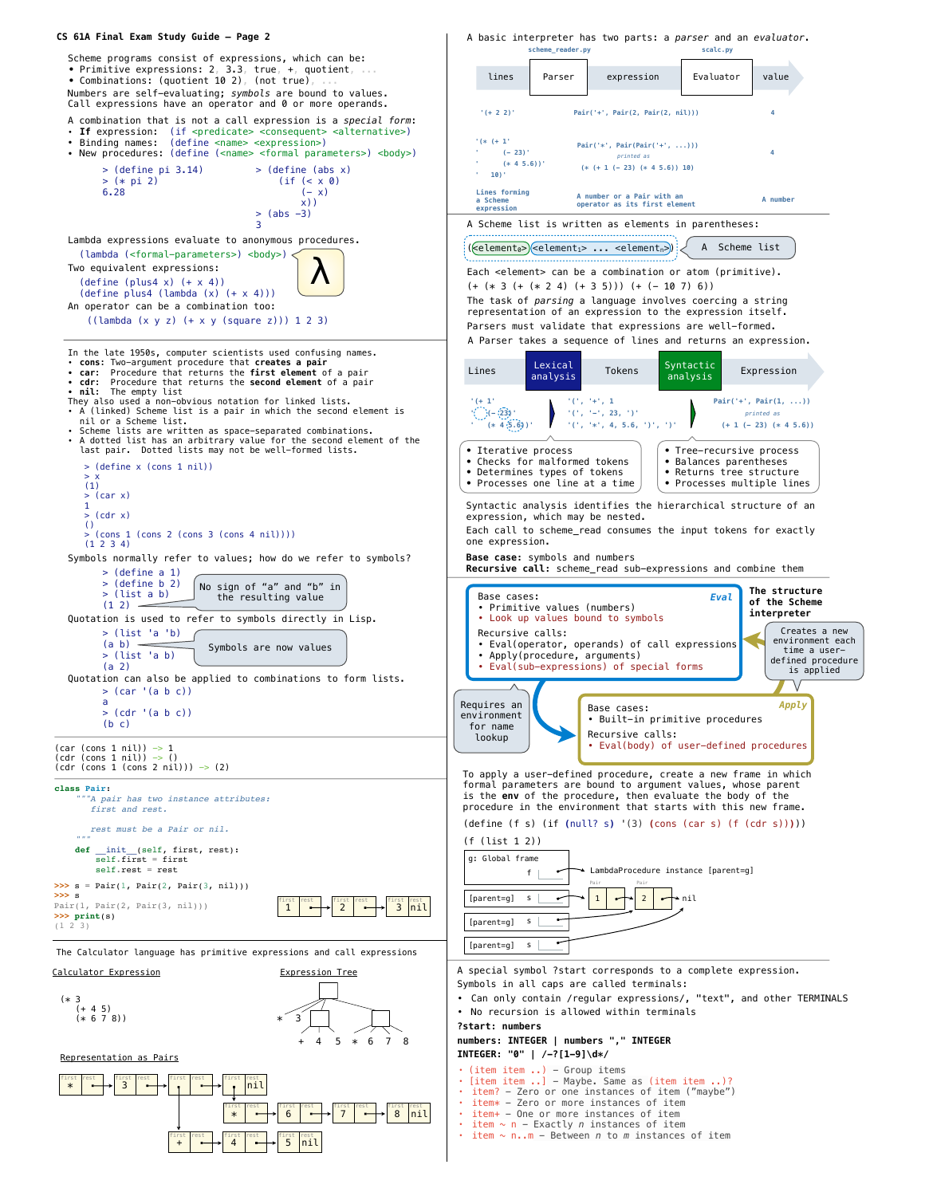# CS 61A Final Exam Study Guide – Page 2

Scheme programs consist of expressions, which can be:

- Primitive expressions: 2, 3.3, true, +, quotient, ...
- Combinations: (quotient 10 2), (not true), ...

Numbers are self-evaluating; *symbols* are bound to values.
Call expressions have an operator and 0 or more operands.

A combination that is not a call expression is a *special form*:

- **If** expression: (if <predicate> <consequent> <alternative>)
- Binding names: (define <name> <expression>)
- New procedures: (define (<name> <formal parameters>) <body>)

```
> (define pi 3.14)
> (* pi 2)
6.28
```

```
> (define (abs x)
    (if (< x 0)
        (- x)
        x))
> (abs -3)
3
```

Lambda expressions evaluate to anonymous procedures.

```
(lambda (<formal-parameters>) <body>)
```

Two equivalent expressions:

```
(define (plus4 x) (+ x 4))
(define plus4 (lambda (x) (+ x 4)))
```

An operator can be a combination too:

```
((lambda (x y z) (+ x y (square z))) 1 2 3)
```

In the late 1950s, computer scientists used confusing names.

- **cons:** Two-argument procedure that **creates a pair**
- **car:** Procedure that returns the **first element** of a pair
- **cdr:** Procedure that returns the **second element** of a pair
- **nil:** The empty list

They also used a non-obvious notation for linked lists.

- A (linked) Scheme list is a pair in which the second element is nil or a Scheme list.
- Scheme lists are written as space-separated combinations.
- A dotted list has an arbitrary value for the second element of the last pair. Dotted lists may not be well-formed lists.

```
> (define x (cons 1 nil))
> x
(1)
> (car x)
1
> (cdr x)
()
> (cons 1 (cons 2 (cons 3 (cons 4 nil))))
(1 2 3 4)
```

Symbols normally refer to values; how do we refer to symbols?

```
> (define a 1)
> (define b 2)
> (list a b)
(1 2)
```

No sign of "a" and "b" in the resulting value

Quotation is used to refer to symbols directly in Lisp.

```
> (list 'a 'b)
(a b)
> (list 'a b)
(a 2)
```

Symbols are now values

Quotation can also be applied to combinations to form lists.

```
> (car '(a b c))
a
> (cdr '(a b c))
(b c)
```

```
(car (cons 1 nil)) -> 1
(cdr (cons 1 nil)) -> ()
(cdr (cons 1 (cons 2 nil))) -> (2)
```

```python
class Pair:
    """A pair has two instance attributes:
    first and rest.

    rest must be a Pair or nil.
    """
    def __init__(self, first, rest):
        self.first = first
        self.rest = rest

>>> s = Pair(1, Pair(2, Pair(3, nil)))
>>> s
Pair(1, Pair(2, Pair(3, nil)))
>>> print(s)
(1 2 3)
```

The Calculator language has primitive expressions and call expressions

Calculator Expression

```
(* 3
   (+ 4 5)
   (* 6 7 8))
```

Expression Tree

Representation as Pairs

A basic interpreter has two parts: a *parser* and an *evaluator*.

scheme_reader.py — scalc.py

lines → Parser → expression → Evaluator → value

| lines | expression | value |
|---|---|---|
| '(+ 2 2)' | Pair('+', Pair(2, Pair(2, nil))) | 4 |
| '(* (+ 1' ' (- 23)' ' (* 4 5.6))' ' 10)' | Pair('*', Pair(Pair('+', ...))) printed as (* (+ 1 (- 23) (* 4 5.6)) 10) | 4 |
| Lines forming a Scheme expression | A number or a Pair with an operator as its first element | A number |

A Scheme list is written as elements in parentheses:

(<element$_0$> <element$_1$> ... <element$_n$>) — A Scheme list

Each <element> can be a combination or atom (primitive).
(+ (* 3 (+ (* 2 4) (+ 3 5))) (+ (- 10 7) 6))

The task of *parsing* a language involves coercing a string representation of an expression to the expression itself.
Parsers must validate that expressions are well-formed.

A Parser takes a sequence of lines and returns an expression.

Lines → Lexical analysis → Tokens → Syntactic analysis → Expression

'(+ 1' ' (- 23)' ' (* 4 5.6))' → '(', '+', 1 / '(', '-', 23, ')' / '(', '*', 4, 5.6, ')', ')' → Pair('+', Pair(1, ...)) printed as (+ 1 (- 23) (* 4 5.6))

Lexical analysis:
- Iterative process
- Checks for malformed tokens
- Determines types of tokens
- Processes one line at a time

Syntactic analysis:
- Tree-recursive process
- Balances parentheses
- Returns tree structure
- Processes multiple lines

Syntactic analysis identifies the hierarchical structure of an expression, which may be nested.

Each call to scheme_read consumes the input tokens for exactly one expression.

**Base case:** symbols and numbers
**Recursive call:** scheme_read sub-expressions and combine them

**The structure of the Scheme interpreter**

*Eval*

Base cases:
- Primitive values (numbers)
- Look up values bound to symbols

Recursive calls:
- Eval(operator, operands) of call expressions
- Apply(procedure, arguments)
- Eval(sub-expressions) of special forms

Requires an environment for name lookup

Creates a new environment each time a user-defined procedure is applied

*Apply*

Base cases:
- Built-in primitive procedures

Recursive calls:
- Eval(body) of user-defined procedures

To apply a user-defined procedure, create a new frame in which formal parameters are bound to argument values, whose parent is the **env** of the procedure, then evaluate the body of the procedure in the environment that starts with this new frame.

```
(define (f s) (if (null? s) '(3) (cons (car s) (f (cdr s)))))
(f (list 1 2))
```

g: Global frame — f → LambdaProcedure instance [parent=g]
[parent=g] s → (1 2)
[parent=g] s → (2)
[parent=g] s → nil

A special symbol ?start corresponds to a complete expression.
Symbols in all caps are called terminals:

- Can only contain /regular expressions/, "text", and other TERMINALS
- No recursion is allowed within terminals

**?start: numbers**
**numbers: INTEGER | numbers "," INTEGER**
**INTEGER: "0" | /-?[1-9]\d*/**

- (item item ..) – Group items
- [item item ..] – Maybe. Same as (item item ..)?
- item? – Zero or one instances of item ("maybe")
- item* – Zero or more instances of item
- item+ – One or more instances of item
- item ~ n – Exactly *n* instances of item
- item ~ n..m – Between *n* to *m* instances of item